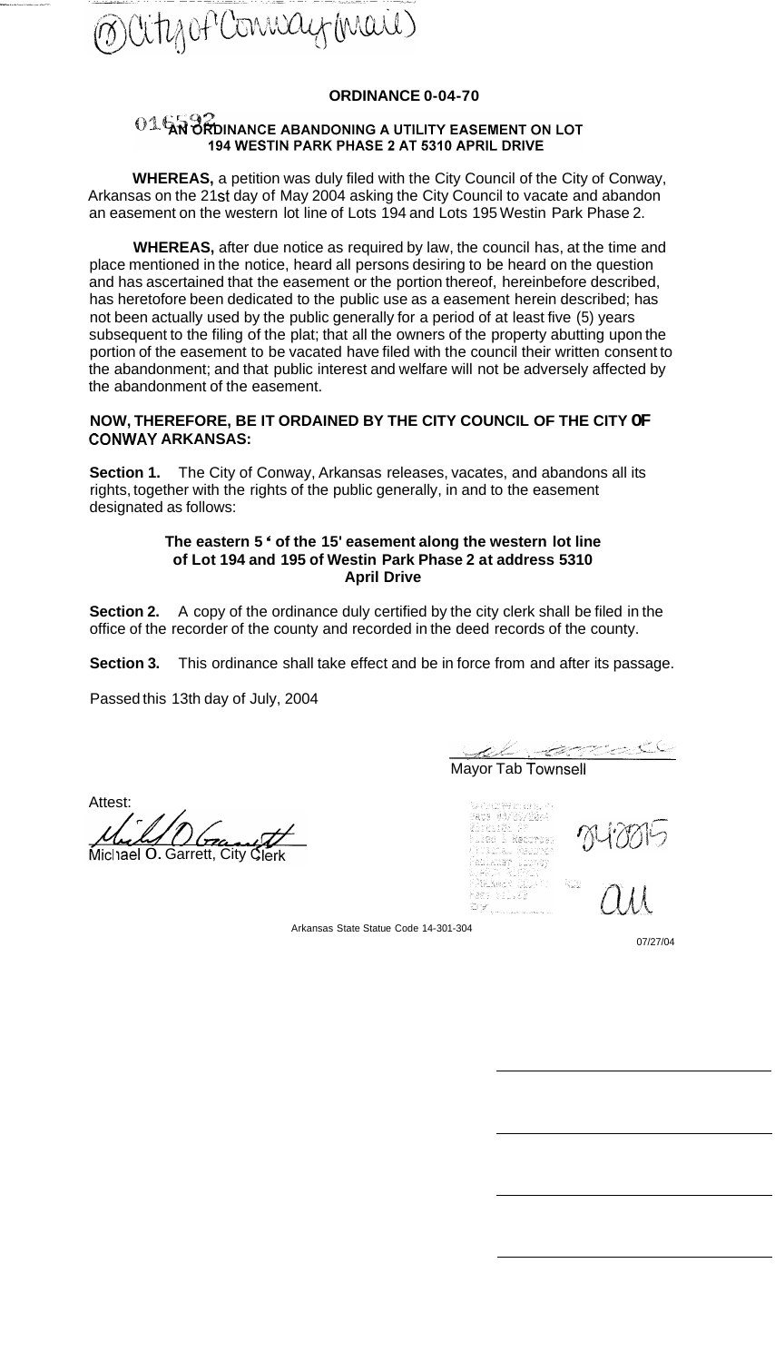(1) City of Conway (mail)

## ORDINANCE 0-04-70

### 016592 AN ORDINANCE ABANDONING A UTILITY EASEMENT ON LOT 194 WESTIN PARK PHASE 2 AT 5310 APRIL DRIVE

**WHEREAS,** a petition was duly filed with the City Council of the City of Conway, Arkansas on the 21st day of May 2004 asking the City Council to vacate and abandon an easement on the western lot line of Lots 194 and Lots 195 Westin Park Phase 2.

**WHEREAS,** after due notice as required by law, the council has, at the time and place mentioned in the notice, heard all persons desiring to be heard on the question and has ascertained that the easement or the portion thereof, hereinbefore described, has heretofore been dedicated to the public use as a easement herein described; has not been actually used by the public generally for a period of at least five (5) years subsequent to the filing of the plat; that all the owners of the property abutting upon the portion of the easement to be vacated have filed with the council their written consent to the abandonment; and that public interest and welfare will not be adversely affected by the abandonment of the easement.

**NOW, THEREFORE, BE IT ORDAINED BY THE CITY COUNCIL OF THE CITY OF CONWAY ARKANSAS:**

**Section 1.** The City of Conway, Arkansas releases, vacates, and abandons all its rights, together with the rights of the public generally, in and to the easement designated as follows:

**The eastern 5' of the 15' easement along the western lot line of Lot 194 and 195 of Westin Park Phase 2 at address 5310 April Drive**

**Section 2.** A copy of the ordinance duly certified by the city clerk shall be filed in the office of the recorder of the county and recorded in the deed records of the county.

**Section 3.** This ordinance shall take effect and be in force from and after its passage.

Passed this 13th day of July, 2004

Mayor Tab Townsell

Attest:

Michael O. Garrett, City Clerk

2004-8815

Arkansas State Statue Code 14-301-304

07/27/04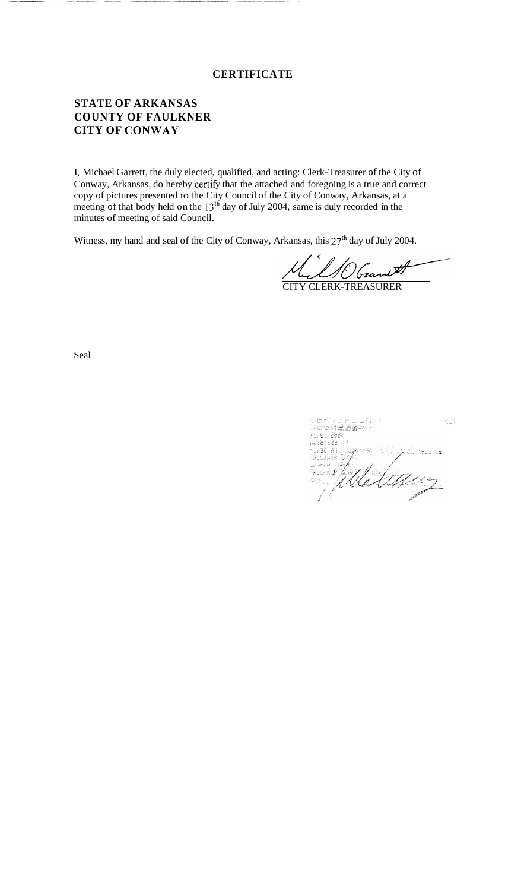# CERTIFICATE

**STATE OF ARKANSAS**
**COUNTY OF FAULKNER**
**CITY OF CONWAY**

I, Michael Garrett, the duly elected, qualified, and acting: Clerk-Treasurer of the City of Conway, Arkansas, do hereby certify that the attached and foregoing is a true and correct copy of pictures presented to the City Council of the City of Conway, Arkansas, at a meeting of that body held on the 13th day of July 2004, same is duly recorded in the minutes of meeting of said Council.

Witness, my hand and seal of the City of Conway, Arkansas, this 27th day of July 2004.

CITY CLERK-TREASURER

Seal